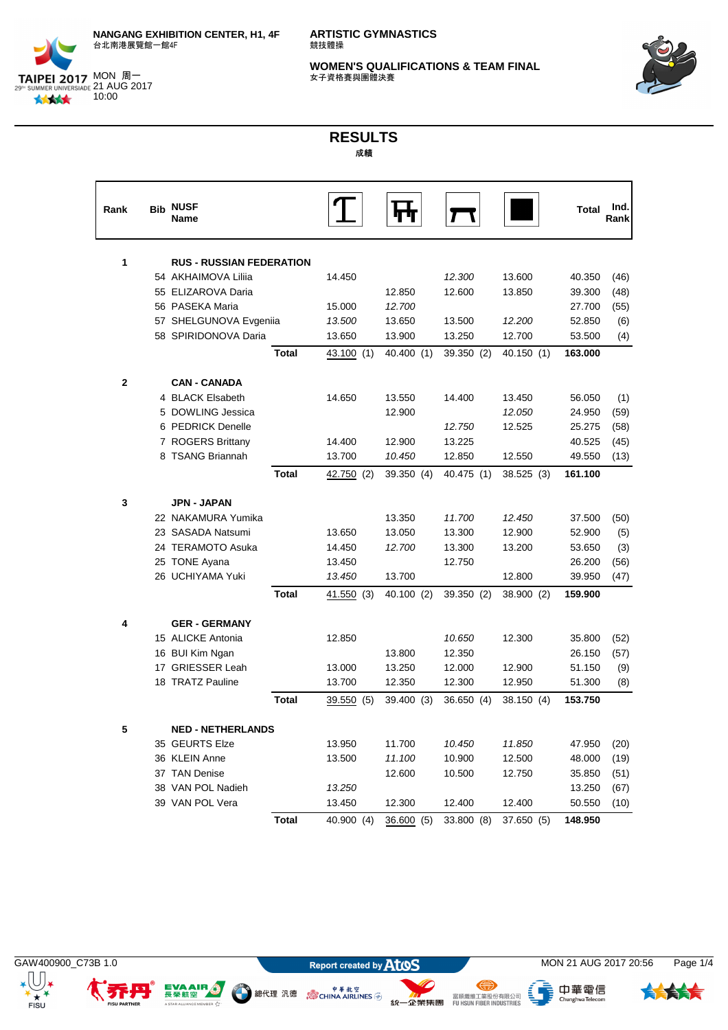NANGANG EXHIBITION CENTER, H1, 4F
台北南港展覽館一館4F

MON 周一
21 AUG 2017
10:00

ARTISTIC GYMNASTICS
競技體操

WOMEN'S QUALIFICATIONS & TEAM FINAL
女子資格賽與團體決賽

# RESULTS
成績

| Rank | Bib | NUSF Name | Vault | Uneven Bars | Beam | Floor | Total | Ind. Rank |
|---|---|---|---|---|---|---|---|---|
| 1 | | **RUS - RUSSIAN FEDERATION** | | | | | | |
| | 54 | AKHAIMOVA Liliia | 14.450 | | *12.300* | 13.600 | 40.350 | (46) |
| | 55 | ELIZAROVA Daria | | 12.850 | 12.600 | 13.850 | 39.300 | (48) |
| | 56 | PASEKA Maria | 15.000 | *12.700* | | | 27.700 | (55) |
| | 57 | SHELGUNOVA Evgeniia | *13.500* | 13.650 | 13.500 | *12.200* | 52.850 | (6) |
| | 58 | SPIRIDONOVA Daria | 13.650 | 13.900 | 13.250 | 12.700 | 53.500 | (4) |
| | | **Total** | 43.100 (1) | 40.400 (1) | 39.350 (2) | 40.150 (1) | **163.000** | |
| 2 | | **CAN - CANADA** | | | | | | |
| | 4 | BLACK Elsabeth | 14.650 | 13.550 | 14.400 | 13.450 | 56.050 | (1) |
| | 5 | DOWLING Jessica | | 12.900 | | *12.050* | 24.950 | (59) |
| | 6 | PEDRICK Denelle | | | *12.750* | 12.525 | 25.275 | (58) |
| | 7 | ROGERS Brittany | 14.400 | 12.900 | 13.225 | | 40.525 | (45) |
| | 8 | TSANG Briannah | 13.700 | *10.450* | 12.850 | 12.550 | 49.550 | (13) |
| | | **Total** | 42.750 (2) | 39.350 (4) | 40.475 (1) | 38.525 (3) | **161.100** | |
| 3 | | **JPN - JAPAN** | | | | | | |
| | 22 | NAKAMURA Yumika | | 13.350 | *11.700* | *12.450* | 37.500 | (50) |
| | 23 | SASADA Natsumi | 13.650 | 13.050 | 13.300 | 12.900 | 52.900 | (5) |
| | 24 | TERAMOTO Asuka | 14.450 | *12.700* | 13.300 | 13.200 | 53.650 | (3) |
| | 25 | TONE Ayana | 13.450 | | 12.750 | | 26.200 | (56) |
| | 26 | UCHIYAMA Yuki | *13.450* | 13.700 | | 12.800 | 39.950 | (47) |
| | | **Total** | 41.550 (3) | 40.100 (2) | 39.350 (2) | 38.900 (2) | **159.900** | |
| 4 | | **GER - GERMANY** | | | | | | |
| | 15 | ALICKE Antonia | 12.850 | | *10.650* | 12.300 | 35.800 | (52) |
| | 16 | BUI Kim Ngan | | 13.800 | 12.350 | | 26.150 | (57) |
| | 17 | GRIESSER Leah | 13.000 | 13.250 | 12.000 | 12.900 | 51.150 | (9) |
| | 18 | TRATZ Pauline | 13.700 | 12.350 | 12.300 | 12.950 | 51.300 | (8) |
| | | **Total** | 39.550 (5) | 39.400 (3) | 36.650 (4) | 38.150 (4) | **153.750** | |
| 5 | | **NED - NETHERLANDS** | | | | | | |
| | 35 | GEURTS Elze | 13.950 | 11.700 | *10.450* | *11.850* | 47.950 | (20) |
| | 36 | KLEIN Anne | 13.500 | *11.100* | 10.900 | 12.500 | 48.000 | (19) |
| | 37 | TAN Denise | | 12.600 | 10.500 | 12.750 | 35.850 | (51) |
| | 38 | VAN POL Nadieh | *13.250* | | | | 13.250 | (67) |
| | 39 | VAN POL Vera | 13.450 | 12.300 | 12.400 | 12.400 | 50.550 | (10) |
| | | **Total** | 40.900 (4) | 36.600 (5) | 33.800 (8) | 37.650 (5) | **148.950** | |

GAW400900_C73B 1.0 — Report created by Atos — MON 21 AUG 2017 20:56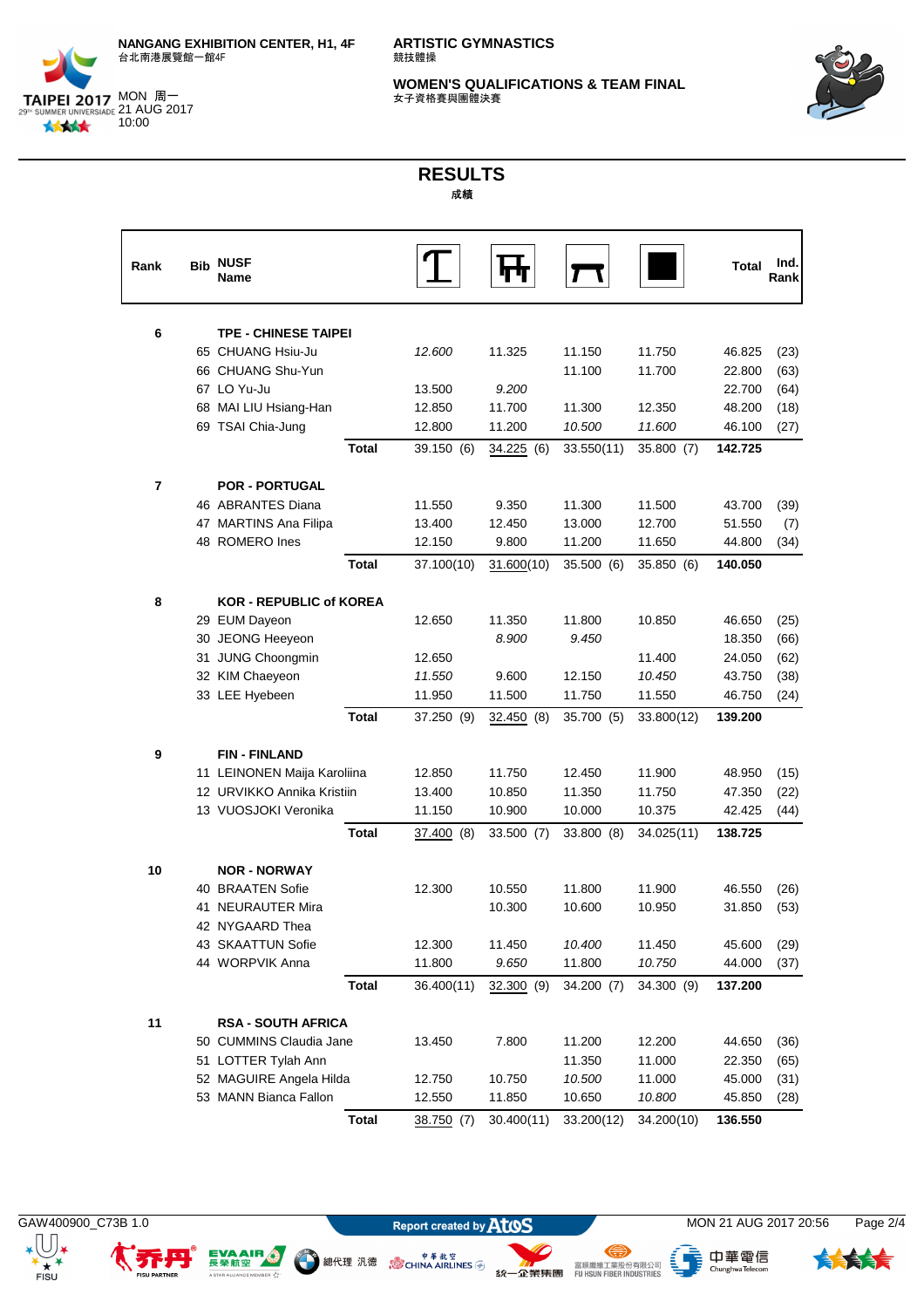NANGANG EXHIBITION CENTER, H1, 4F
台北南港展覽館一館4F

MON 周一
21 AUG 2017
10:00

ARTISTIC GYMNASTICS
競技體操

WOMEN'S QUALIFICATIONS & TEAM FINAL
女子資格賽與團體決賽

# RESULTS
成績

| Rank | Bib | NUSF Name | Vault | Uneven Bars | Beam | Floor | Total | Ind. Rank |
|---|---|---|---|---|---|---|---|---|
| 6 | | **TPE - CHINESE TAIPEI** | | | | | | |
| | 65 | CHUANG Hsiu-Ju | *12.600* | 11.325 | 11.150 | 11.750 | 46.825 | (23) |
| | 66 | CHUANG Shu-Yun | | | 11.100 | 11.700 | 22.800 | (63) |
| | 67 | LO Yu-Ju | 13.500 | *9.200* | | | 22.700 | (64) |
| | 68 | MAI LIU Hsiang-Han | 12.850 | 11.700 | 11.300 | 12.350 | 48.200 | (18) |
| | 69 | TSAI Chia-Jung | 12.800 | 11.200 | *10.500* | *11.600* | 46.100 | (27) |
| | | **Total** | 39.150 (6) | 34.225 (6) | 33.550(11) | 35.800 (7) | **142.725** | |
| 7 | | **POR - PORTUGAL** | | | | | | |
| | 46 | ABRANTES Diana | 11.550 | 9.350 | 11.300 | 11.500 | 43.700 | (39) |
| | 47 | MARTINS Ana Filipa | 13.400 | 12.450 | 13.000 | 12.700 | 51.550 | (7) |
| | 48 | ROMERO Ines | 12.150 | 9.800 | 11.200 | 11.650 | 44.800 | (34) |
| | | **Total** | 37.100(10) | 31.600(10) | 35.500 (6) | 35.850 (6) | **140.050** | |
| 8 | | **KOR - REPUBLIC of KOREA** | | | | | | |
| | 29 | EUM Dayeon | 12.650 | 11.350 | 11.800 | 10.850 | 46.650 | (25) |
| | 30 | JEONG Heeyeon | | *8.900* | *9.450* | | 18.350 | (66) |
| | 31 | JUNG Choongmin | 12.650 | | | 11.400 | 24.050 | (62) |
| | 32 | KIM Chaeyeon | *11.550* | 9.600 | 12.150 | *10.450* | 43.750 | (38) |
| | 33 | LEE Hyebeen | 11.950 | 11.500 | 11.750 | 11.550 | 46.750 | (24) |
| | | **Total** | 37.250 (9) | 32.450 (8) | 35.700 (5) | 33.800(12) | **139.200** | |
| 9 | | **FIN - FINLAND** | | | | | | |
| | 11 | LEINONEN Maija Karoliina | 12.850 | 11.750 | 12.450 | 11.900 | 48.950 | (15) |
| | 12 | URVIKKO Annika Kristiin | 13.400 | 10.850 | 11.350 | 11.750 | 47.350 | (22) |
| | 13 | VUOSJOKI Veronika | 11.150 | 10.900 | 10.000 | 10.375 | 42.425 | (44) |
| | | **Total** | 37.400 (8) | 33.500 (7) | 33.800 (8) | 34.025(11) | **138.725** | |
| 10 | | **NOR - NORWAY** | | | | | | |
| | 40 | BRAATEN Sofie | 12.300 | 10.550 | 11.800 | 11.900 | 46.550 | (26) |
| | 41 | NEURAUTER Mira | | 10.300 | 10.600 | 10.950 | 31.850 | (53) |
| | 42 | NYGAARD Thea | | | | | | |
| | 43 | SKAATTUN Sofie | 12.300 | 11.450 | *10.400* | 11.450 | 45.600 | (29) |
| | 44 | WORPVIK Anna | 11.800 | *9.650* | 11.800 | *10.750* | 44.000 | (37) |
| | | **Total** | 36.400(11) | 32.300 (9) | 34.200 (7) | 34.300 (9) | **137.200** | |
| 11 | | **RSA - SOUTH AFRICA** | | | | | | |
| | 50 | CUMMINS Claudia Jane | 13.450 | 7.800 | 11.200 | 12.200 | 44.650 | (36) |
| | 51 | LOTTER Tylah Ann | | | 11.350 | 11.000 | 22.350 | (65) |
| | 52 | MAGUIRE Angela Hilda | 12.750 | 10.750 | *10.500* | 11.000 | 45.000 | (31) |
| | 53 | MANN Bianca Fallon | 12.550 | 11.850 | 10.650 | *10.800* | 45.850 | (28) |
| | | **Total** | 38.750 (7) | 30.400(11) | 33.200(12) | 34.200(10) | **136.550** | |

GAW400900_C73B 1.0 — Report created by Atos — MON 21 AUG 2017 20:56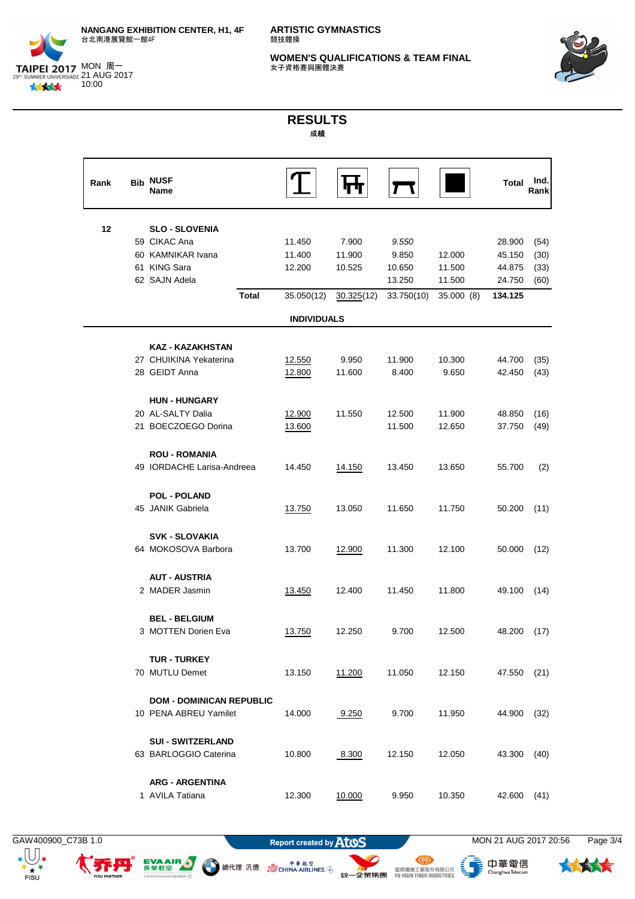NANGANG EXHIBITION CENTER, H1, 4F
台北南港展覽館一館4F

MON 周一
21 AUG 2017
10:00

ARTISTIC GYMNASTICS
競技體操

WOMEN'S QUALIFICATIONS & TEAM FINAL
女子資格賽與團體決賽

# RESULTS
成績

| Rank | Bib | NUSF Name | Vault | Uneven Bars | Balance Beam | Floor | Total | Ind. Rank |
|---|---|---|---|---|---|---|---|---|
| 12 | | **SLO - SLOVENIA** | | | | | | |
| | 59 | CIKAC Ana | 11.450 | 7.900 | *9.550* | | 28.900 | (54) |
| | 60 | KAMNIKAR Ivana | 11.400 | 11.900 | 9.850 | 12.000 | 45.150 | (30) |
| | 61 | KING Sara | 12.200 | 10.525 | 10.650 | 11.500 | 44.875 | (33) |
| | 62 | SAJN Adela | | | 13.250 | 11.500 | 24.750 | (60) |
| | | **Total** | 35.050(12) | 30.325(12) | 33.750(10) | 35.000 (8) | **134.125** | |

**INDIVIDUALS**

| Rank | Bib | NUSF Name | Vault | Uneven Bars | Balance Beam | Floor | Total | Ind. Rank |
|---|---|---|---|---|---|---|---|---|
| | | **KAZ - KAZAKHSTAN** | | | | | | |
| | 27 | CHUIKINA Yekaterina | 12.550 | 9.950 | 11.900 | 10.300 | 44.700 | (35) |
| | 28 | GEIDT Anna | 12.800 | 11.600 | 8.400 | 9.650 | 42.450 | (43) |
| | | **HUN - HUNGARY** | | | | | | |
| | 20 | AL-SALTY Dalia | 12.900 | 11.550 | 12.500 | 11.900 | 48.850 | (16) |
| | 21 | BOECZOEGO Dorina | 13.600 | | 11.500 | 12.650 | 37.750 | (49) |
| | | **ROU - ROMANIA** | | | | | | |
| | 49 | IORDACHE Larisa-Andreea | 14.450 | 14.150 | 13.450 | 13.650 | 55.700 | (2) |
| | | **POL - POLAND** | | | | | | |
| | 45 | JANIK Gabriela | 13.750 | 13.050 | 11.650 | 11.750 | 50.200 | (11) |
| | | **SVK - SLOVAKIA** | | | | | | |
| | 64 | MOKOSOVA Barbora | 13.700 | 12.900 | 11.300 | 12.100 | 50.000 | (12) |
| | | **AUT - AUSTRIA** | | | | | | |
| | 2 | MADER Jasmin | 13.450 | 12.400 | 11.450 | 11.800 | 49.100 | (14) |
| | | **BEL - BELGIUM** | | | | | | |
| | 3 | MOTTEN Dorien Eva | 13.750 | 12.250 | 9.700 | 12.500 | 48.200 | (17) |
| | | **TUR - TURKEY** | | | | | | |
| | 70 | MUTLU Demet | 13.150 | 11.200 | 11.050 | 12.150 | 47.550 | (21) |
| | | **DOM - DOMINICAN REPUBLIC** | | | | | | |
| | 10 | PENA ABREU Yamilet | 14.000 | 9.250 | 9.700 | 11.950 | 44.900 | (32) |
| | | **SUI - SWITZERLAND** | | | | | | |
| | 63 | BARLOGGIO Caterina | 10.800 | 8.300 | 12.150 | 12.050 | 43.300 | (40) |
| | | **ARG - ARGENTINA** | | | | | | |
| | 1 | AVILA Tatiana | 12.300 | 10.000 | 9.950 | 10.350 | 42.600 | (41) |

GAW400900_C73B 1.0 | Report created by Atos | MON 21 AUG 2017 20:56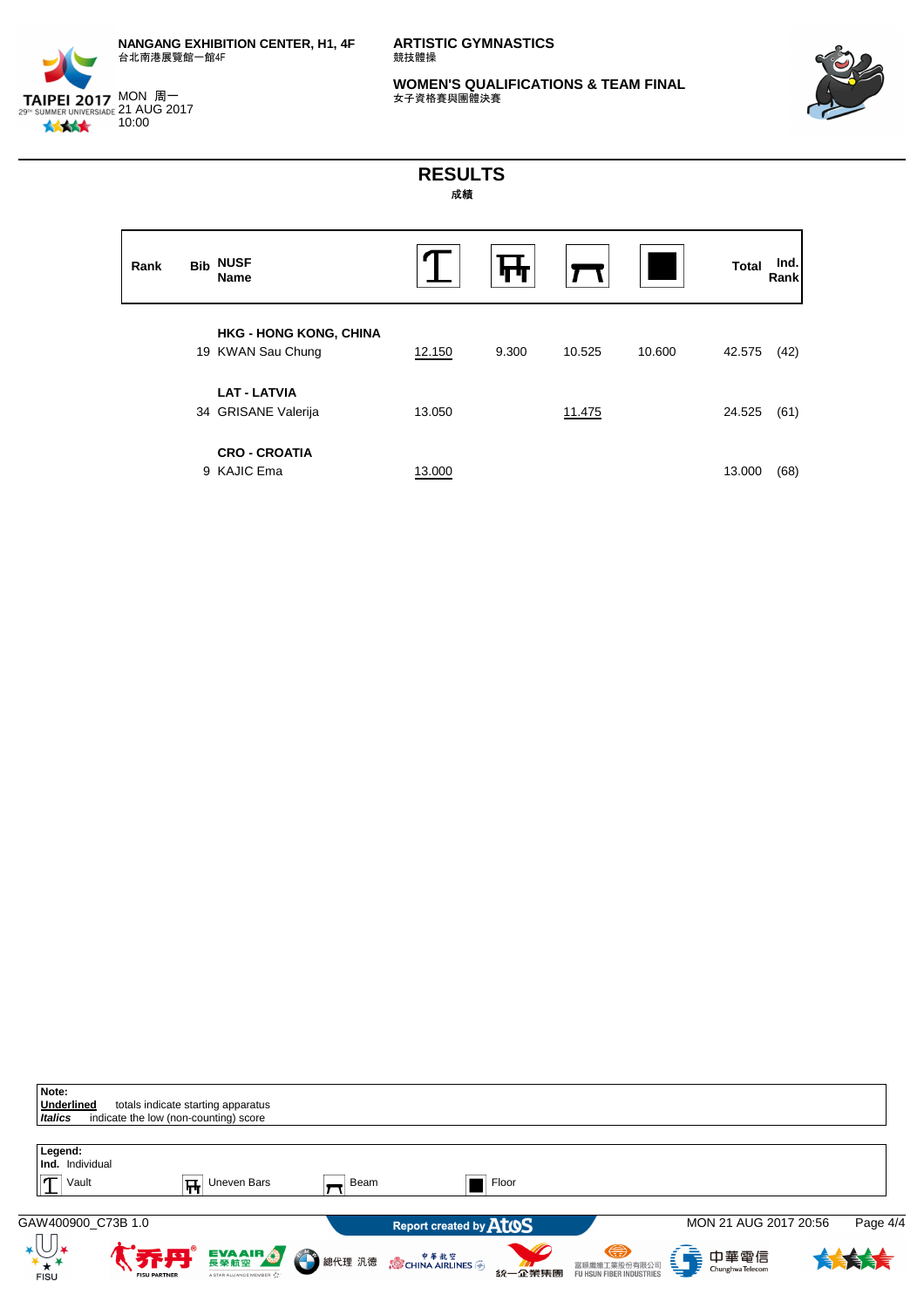NANGANG EXHIBITION CENTER, H1, 4F
台北南港展覽館一館4F

MON 周一
21 AUG 2017
10:00

ARTISTIC GYMNASTICS
競技體操

WOMEN'S QUALIFICATIONS & TEAM FINAL
女子資格賽與團體決賽

# RESULTS
成績

| Rank | Bib | NUSF Name | Vault | Uneven Bars | Beam | Floor | Total | Ind. Rank |
|---|---|---|---|---|---|---|---|---|
| | | **HKG - HONG KONG, CHINA** | | | | | | |
| | 19 | KWAN Sau Chung | 12.150 | 9.300 | 10.525 | 10.600 | 42.575 | (42) |
| | | **LAT - LATVIA** | | | | | | |
| | 34 | GRISANE Valerija | 13.050 | | 11.475 | | 24.525 | (61) |
| | | **CRO - CROATIA** | | | | | | |
| | 9 | KAJIC Ema | 13.000 | | | | 13.000 | (68) |

**Note:**
Underlined — totals indicate starting apparatus
*Italics* — indicate the low (non-counting) score

**Legend:**
**Ind.** Individual
Vault — Uneven Bars — Beam — Floor

GAW400900_C73B 1.0 — Report created by Atos — MON 21 AUG 2017 20:56